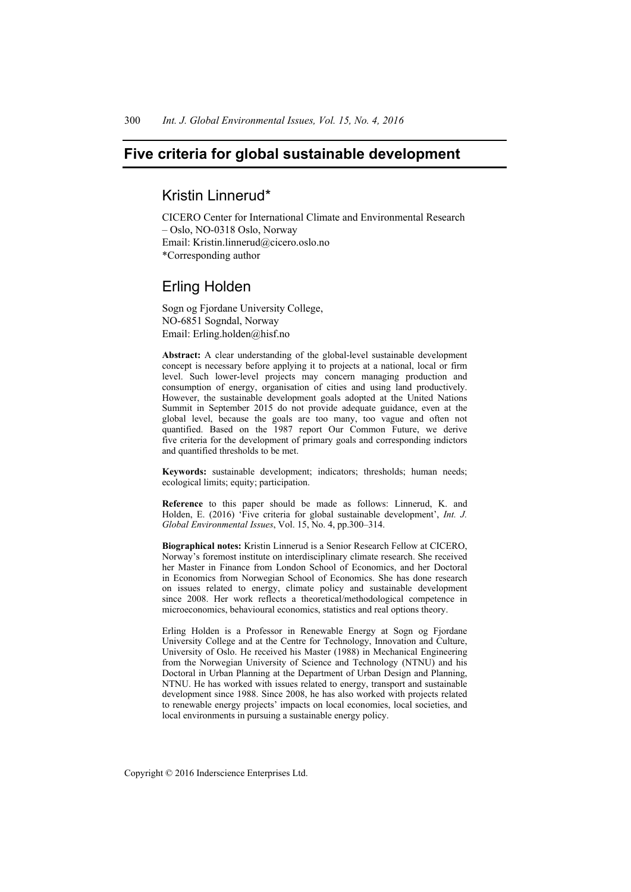# Five criteria for global sustainable development

## Kristin Linnerud*

CICERO Center for International Climate and Environmental Research – Oslo, NO-0318 Oslo, Norway
Email: Kristin.linnerud@cicero.oslo.no
*Corresponding author

## Erling Holden

Sogn og Fjordane University College,
NO-6851 Sogndal, Norway
Email: Erling.holden@hisf.no

**Abstract:** A clear understanding of the global-level sustainable development concept is necessary before applying it to projects at a national, local or firm level. Such lower-level projects may concern managing production and consumption of energy, organisation of cities and using land productively. However, the sustainable development goals adopted at the United Nations Summit in September 2015 do not provide adequate guidance, even at the global level, because the goals are too many, too vague and often not quantified. Based on the 1987 report Our Common Future, we derive five criteria for the development of primary goals and corresponding indictors and quantified thresholds to be met.

**Keywords:** sustainable development; indicators; thresholds; human needs; ecological limits; equity; participation.

**Reference** to this paper should be made as follows: Linnerud, K. and Holden, E. (2016) 'Five criteria for global sustainable development', *Int. J. Global Environmental Issues*, Vol. 15, No. 4, pp.300–314.

**Biographical notes:** Kristin Linnerud is a Senior Research Fellow at CICERO, Norway's foremost institute on interdisciplinary climate research. She received her Master in Finance from London School of Economics, and her Doctoral in Economics from Norwegian School of Economics. She has done research on issues related to energy, climate policy and sustainable development since 2008. Her work reflects a theoretical/methodological competence in microeconomics, behavioural economics, statistics and real options theory.

Erling Holden is a Professor in Renewable Energy at Sogn og Fjordane University College and at the Centre for Technology, Innovation and Culture, University of Oslo. He received his Master (1988) in Mechanical Engineering from the Norwegian University of Science and Technology (NTNU) and his Doctoral in Urban Planning at the Department of Urban Design and Planning, NTNU. He has worked with issues related to energy, transport and sustainable development since 1988. Since 2008, he has also worked with projects related to renewable energy projects' impacts on local economies, local societies, and local environments in pursuing a sustainable energy policy.

Copyright © 2016 Inderscience Enterprises Ltd.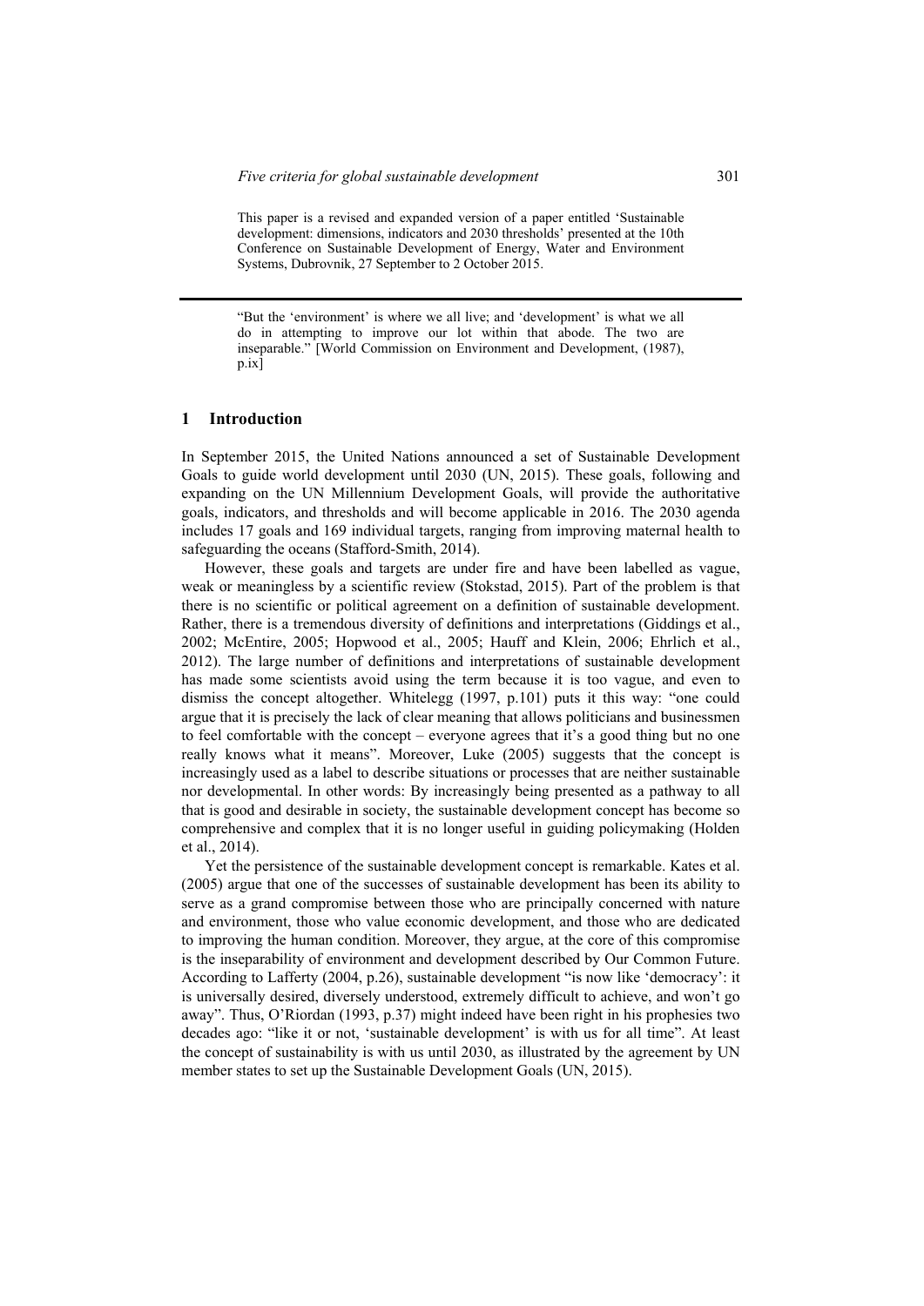This paper is a revised and expanded version of a paper entitled 'Sustainable development: dimensions, indicators and 2030 thresholds' presented at the 10th Conference on Sustainable Development of Energy, Water and Environment Systems, Dubrovnik, 27 September to 2 October 2015.

---

> "But the 'environment' is where we all live; and 'development' is what we all do in attempting to improve our lot within that abode. The two are inseparable." [World Commission on Environment and Development, (1987), p.ix]

## 1 Introduction

In September 2015, the United Nations announced a set of Sustainable Development Goals to guide world development until 2030 (UN, 2015). These goals, following and expanding on the UN Millennium Development Goals, will provide the authoritative goals, indicators, and thresholds and will become applicable in 2016. The 2030 agenda includes 17 goals and 169 individual targets, ranging from improving maternal health to safeguarding the oceans (Stafford-Smith, 2014).

However, these goals and targets are under fire and have been labelled as vague, weak or meaningless by a scientific review (Stokstad, 2015). Part of the problem is that there is no scientific or political agreement on a definition of sustainable development. Rather, there is a tremendous diversity of definitions and interpretations (Giddings et al., 2002; McEntire, 2005; Hopwood et al., 2005; Hauff and Klein, 2006; Ehrlich et al., 2012). The large number of definitions and interpretations of sustainable development has made some scientists avoid using the term because it is too vague, and even to dismiss the concept altogether. Whitelegg (1997, p.101) puts it this way: "one could argue that it is precisely the lack of clear meaning that allows politicians and businessmen to feel comfortable with the concept – everyone agrees that it's a good thing but no one really knows what it means". Moreover, Luke (2005) suggests that the concept is increasingly used as a label to describe situations or processes that are neither sustainable nor developmental. In other words: By increasingly being presented as a pathway to all that is good and desirable in society, the sustainable development concept has become so comprehensive and complex that it is no longer useful in guiding policymaking (Holden et al., 2014).

Yet the persistence of the sustainable development concept is remarkable. Kates et al. (2005) argue that one of the successes of sustainable development has been its ability to serve as a grand compromise between those who are principally concerned with nature and environment, those who value economic development, and those who are dedicated to improving the human condition. Moreover, they argue, at the core of this compromise is the inseparability of environment and development described by Our Common Future. According to Lafferty (2004, p.26), sustainable development "is now like 'democracy': it is universally desired, diversely understood, extremely difficult to achieve, and won't go away". Thus, O'Riordan (1993, p.37) might indeed have been right in his prophesies two decades ago: "like it or not, 'sustainable development' is with us for all time". At least the concept of sustainability is with us until 2030, as illustrated by the agreement by UN member states to set up the Sustainable Development Goals (UN, 2015).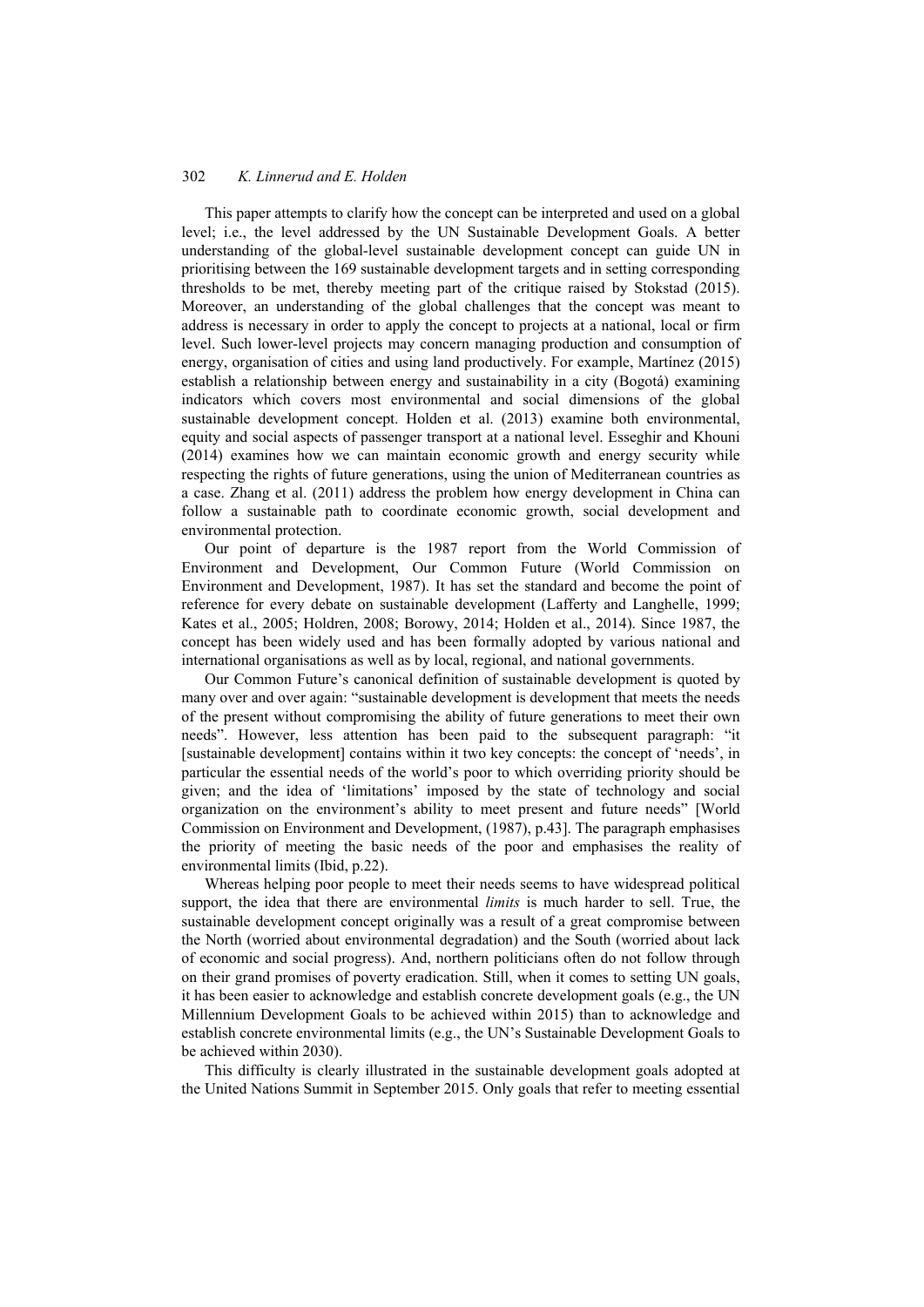This paper attempts to clarify how the concept can be interpreted and used on a global level; i.e., the level addressed by the UN Sustainable Development Goals. A better understanding of the global-level sustainable development concept can guide UN in prioritising between the 169 sustainable development targets and in setting corresponding thresholds to be met, thereby meeting part of the critique raised by Stokstad (2015). Moreover, an understanding of the global challenges that the concept was meant to address is necessary in order to apply the concept to projects at a national, local or firm level. Such lower-level projects may concern managing production and consumption of energy, organisation of cities and using land productively. For example, Martínez (2015) establish a relationship between energy and sustainability in a city (Bogotá) examining indicators which covers most environmental and social dimensions of the global sustainable development concept. Holden et al. (2013) examine both environmental, equity and social aspects of passenger transport at a national level. Esseghir and Khouni (2014) examines how we can maintain economic growth and energy security while respecting the rights of future generations, using the union of Mediterranean countries as a case. Zhang et al. (2011) address the problem how energy development in China can follow a sustainable path to coordinate economic growth, social development and environmental protection.

Our point of departure is the 1987 report from the World Commission of Environment and Development, Our Common Future (World Commission on Environment and Development, 1987). It has set the standard and become the point of reference for every debate on sustainable development (Lafferty and Langhelle, 1999; Kates et al., 2005; Holdren, 2008; Borowy, 2014; Holden et al., 2014). Since 1987, the concept has been widely used and has been formally adopted by various national and international organisations as well as by local, regional, and national governments.

Our Common Future's canonical definition of sustainable development is quoted by many over and over again: "sustainable development is development that meets the needs of the present without compromising the ability of future generations to meet their own needs". However, less attention has been paid to the subsequent paragraph: "it [sustainable development] contains within it two key concepts: the concept of 'needs', in particular the essential needs of the world's poor to which overriding priority should be given; and the idea of 'limitations' imposed by the state of technology and social organization on the environment's ability to meet present and future needs" [World Commission on Environment and Development, (1987), p.43]. The paragraph emphasises the priority of meeting the basic needs of the poor and emphasises the reality of environmental limits (Ibid, p.22).

Whereas helping poor people to meet their needs seems to have widespread political support, the idea that there are environmental *limits* is much harder to sell. True, the sustainable development concept originally was a result of a great compromise between the North (worried about environmental degradation) and the South (worried about lack of economic and social progress). And, northern politicians often do not follow through on their grand promises of poverty eradication. Still, when it comes to setting UN goals, it has been easier to acknowledge and establish concrete development goals (e.g., the UN Millennium Development Goals to be achieved within 2015) than to acknowledge and establish concrete environmental limits (e.g., the UN's Sustainable Development Goals to be achieved within 2030).

This difficulty is clearly illustrated in the sustainable development goals adopted at the United Nations Summit in September 2015. Only goals that refer to meeting essential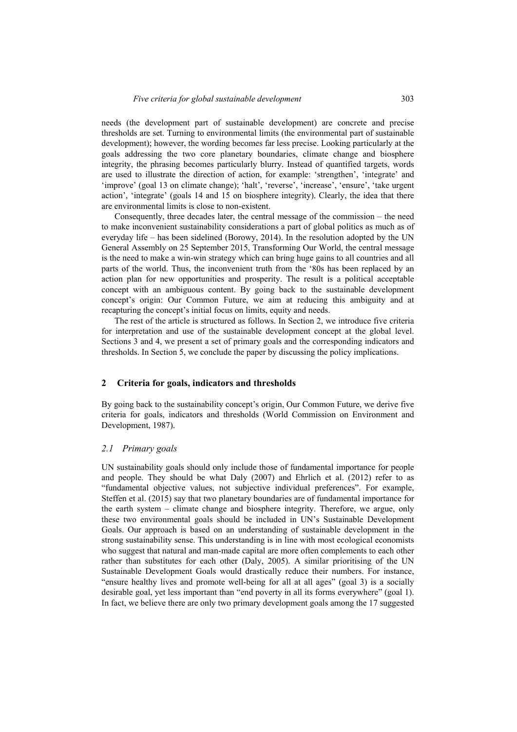needs (the development part of sustainable development) are concrete and precise thresholds are set. Turning to environmental limits (the environmental part of sustainable development); however, the wording becomes far less precise. Looking particularly at the goals addressing the two core planetary boundaries, climate change and biosphere integrity, the phrasing becomes particularly blurry. Instead of quantified targets, words are used to illustrate the direction of action, for example: 'strengthen', 'integrate' and 'improve' (goal 13 on climate change); 'halt', 'reverse', 'increase', 'ensure', 'take urgent action', 'integrate' (goals 14 and 15 on biosphere integrity). Clearly, the idea that there are environmental limits is close to non-existent.

Consequently, three decades later, the central message of the commission – the need to make inconvenient sustainability considerations a part of global politics as much as of everyday life – has been sidelined (Borowy, 2014). In the resolution adopted by the UN General Assembly on 25 September 2015, Transforming Our World, the central message is the need to make a win-win strategy which can bring huge gains to all countries and all parts of the world. Thus, the inconvenient truth from the '80s has been replaced by an action plan for new opportunities and prosperity. The result is a political acceptable concept with an ambiguous content. By going back to the sustainable development concept's origin: Our Common Future, we aim at reducing this ambiguity and at recapturing the concept's initial focus on limits, equity and needs.

The rest of the article is structured as follows. In Section 2, we introduce five criteria for interpretation and use of the sustainable development concept at the global level. Sections 3 and 4, we present a set of primary goals and the corresponding indicators and thresholds. In Section 5, we conclude the paper by discussing the policy implications.

## 2 Criteria for goals, indicators and thresholds

By going back to the sustainability concept's origin, Our Common Future, we derive five criteria for goals, indicators and thresholds (World Commission on Environment and Development, 1987).

### *2.1 Primary goals*

UN sustainability goals should only include those of fundamental importance for people and people. They should be what Daly (2007) and Ehrlich et al. (2012) refer to as "fundamental objective values, not subjective individual preferences". For example, Steffen et al. (2015) say that two planetary boundaries are of fundamental importance for the earth system – climate change and biosphere integrity. Therefore, we argue, only these two environmental goals should be included in UN's Sustainable Development Goals. Our approach is based on an understanding of sustainable development in the strong sustainability sense. This understanding is in line with most ecological economists who suggest that natural and man-made capital are more often complements to each other rather than substitutes for each other (Daly, 2005). A similar prioritising of the UN Sustainable Development Goals would drastically reduce their numbers. For instance, "ensure healthy lives and promote well-being for all at all ages" (goal 3) is a socially desirable goal, yet less important than "end poverty in all its forms everywhere" (goal 1). In fact, we believe there are only two primary development goals among the 17 suggested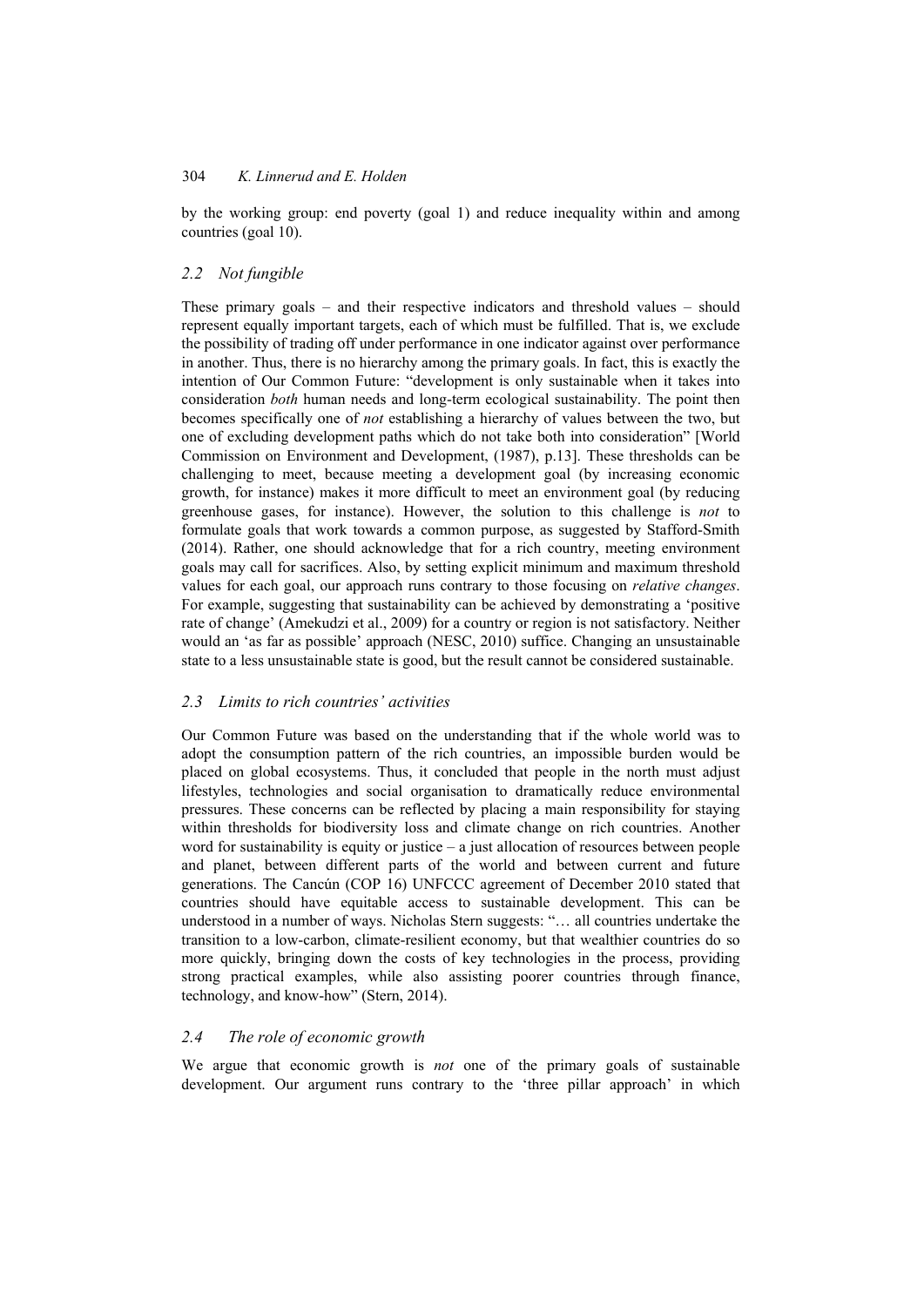by the working group: end poverty (goal 1) and reduce inequality within and among countries (goal 10).

## 2.2 *Not fungible*

These primary goals – and their respective indicators and threshold values – should represent equally important targets, each of which must be fulfilled. That is, we exclude the possibility of trading off under performance in one indicator against over performance in another. Thus, there is no hierarchy among the primary goals. In fact, this is exactly the intention of Our Common Future: "development is only sustainable when it takes into consideration *both* human needs and long-term ecological sustainability. The point then becomes specifically one of *not* establishing a hierarchy of values between the two, but one of excluding development paths which do not take both into consideration" [World Commission on Environment and Development, (1987), p.13]. These thresholds can be challenging to meet, because meeting a development goal (by increasing economic growth, for instance) makes it more difficult to meet an environment goal (by reducing greenhouse gases, for instance). However, the solution to this challenge is *not* to formulate goals that work towards a common purpose, as suggested by Stafford-Smith (2014). Rather, one should acknowledge that for a rich country, meeting environment goals may call for sacrifices. Also, by setting explicit minimum and maximum threshold values for each goal, our approach runs contrary to those focusing on *relative changes*. For example, suggesting that sustainability can be achieved by demonstrating a 'positive rate of change' (Amekudzi et al., 2009) for a country or region is not satisfactory. Neither would an 'as far as possible' approach (NESC, 2010) suffice. Changing an unsustainable state to a less unsustainable state is good, but the result cannot be considered sustainable.

## 2.3 *Limits to rich countries' activities*

Our Common Future was based on the understanding that if the whole world was to adopt the consumption pattern of the rich countries, an impossible burden would be placed on global ecosystems. Thus, it concluded that people in the north must adjust lifestyles, technologies and social organisation to dramatically reduce environmental pressures. These concerns can be reflected by placing a main responsibility for staying within thresholds for biodiversity loss and climate change on rich countries. Another word for sustainability is equity or justice – a just allocation of resources between people and planet, between different parts of the world and between current and future generations. The Cancún (COP 16) UNFCCC agreement of December 2010 stated that countries should have equitable access to sustainable development. This can be understood in a number of ways. Nicholas Stern suggests: "… all countries undertake the transition to a low-carbon, climate-resilient economy, but that wealthier countries do so more quickly, bringing down the costs of key technologies in the process, providing strong practical examples, while also assisting poorer countries through finance, technology, and know-how" (Stern, 2014).

## 2.4 *The role of economic growth*

We argue that economic growth is *not* one of the primary goals of sustainable development. Our argument runs contrary to the 'three pillar approach' in which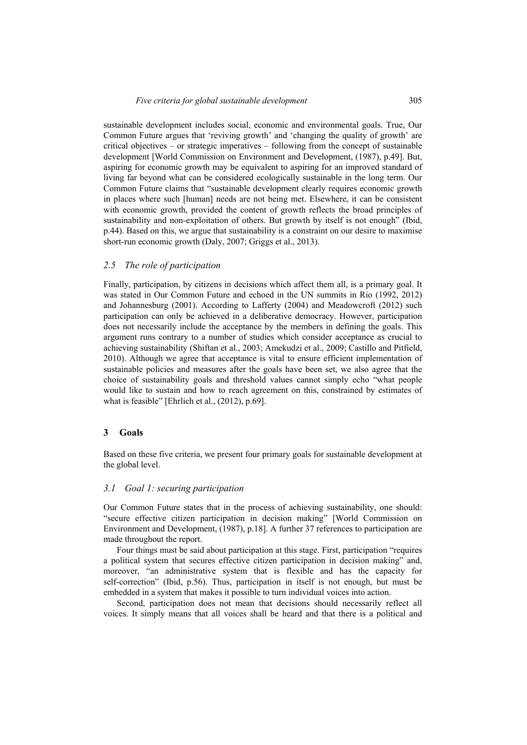sustainable development includes social, economic and environmental goals. True, Our Common Future argues that 'reviving growth' and 'changing the quality of growth' are critical objectives – or strategic imperatives – following from the concept of sustainable development [World Commission on Environment and Development, (1987), p.49]. But, aspiring for economic growth may be equivalent to aspiring for an improved standard of living far beyond what can be considered ecologically sustainable in the long term. Our Common Future claims that "sustainable development clearly requires economic growth in places where such [human] needs are not being met. Elsewhere, it can be consistent with economic growth, provided the content of growth reflects the broad principles of sustainability and non-exploitation of others. But growth by itself is not enough" (Ibid, p.44). Based on this, we argue that sustainability is a constraint on our desire to maximise short-run economic growth (Daly, 2007; Griggs et al., 2013).

### *2.5 The role of participation*

Finally, participation, by citizens in decisions which affect them all, is a primary goal. It was stated in Our Common Future and echoed in the UN summits in Rio (1992, 2012) and Johannesburg (2001). According to Lafferty (2004) and Meadowcroft (2012) such participation can only be achieved in a deliberative democracy. However, participation does not necessarily include the acceptance by the members in defining the goals. This argument runs contrary to a number of studies which consider acceptance as crucial to achieving sustainability (Shiftan et al., 2003; Amekudzi et al., 2009; Castillo and Pitfield, 2010). Although we agree that acceptance is vital to ensure efficient implementation of sustainable policies and measures after the goals have been set, we also agree that the choice of sustainability goals and threshold values cannot simply echo "what people would like to sustain and how to reach agreement on this, constrained by estimates of what is feasible" [Ehrlich et al., (2012), p.69].

## 3 Goals

Based on these five criteria, we present four primary goals for sustainable development at the global level.

### *3.1 Goal 1: securing participation*

Our Common Future states that in the process of achieving sustainability, one should: "secure effective citizen participation in decision making" [World Commission on Environment and Development, (1987), p.18]. A further 37 references to participation are made throughout the report.

Four things must be said about participation at this stage. First, participation "requires a political system that secures effective citizen participation in decision making" and, moreover, "an administrative system that is flexible and has the capacity for self-correction" (Ibid, p.56). Thus, participation in itself is not enough, but must be embedded in a system that makes it possible to turn individual voices into action.

Second, participation does not mean that decisions should necessarily reflect all voices. It simply means that all voices shall be heard and that there is a political and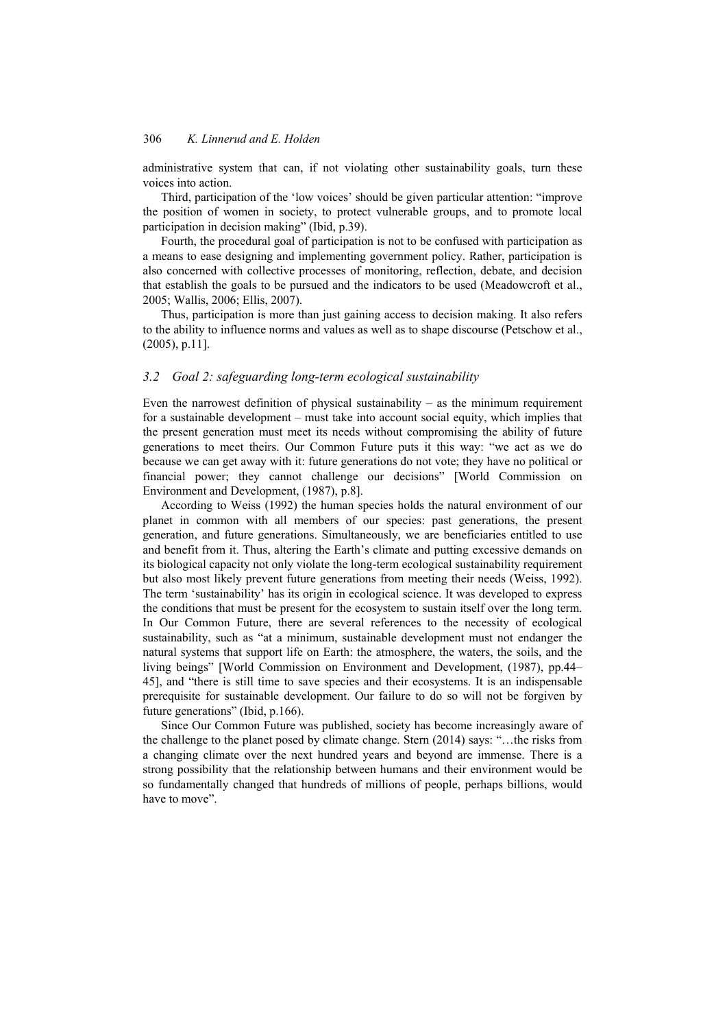administrative system that can, if not violating other sustainability goals, turn these voices into action.

Third, participation of the 'low voices' should be given particular attention: "improve the position of women in society, to protect vulnerable groups, and to promote local participation in decision making" (Ibid, p.39).

Fourth, the procedural goal of participation is not to be confused with participation as a means to ease designing and implementing government policy. Rather, participation is also concerned with collective processes of monitoring, reflection, debate, and decision that establish the goals to be pursued and the indicators to be used (Meadowcroft et al., 2005; Wallis, 2006; Ellis, 2007).

Thus, participation is more than just gaining access to decision making. It also refers to the ability to influence norms and values as well as to shape discourse (Petschow et al., (2005), p.11].

### *3.2 Goal 2: safeguarding long-term ecological sustainability*

Even the narrowest definition of physical sustainability – as the minimum requirement for a sustainable development – must take into account social equity, which implies that the present generation must meet its needs without compromising the ability of future generations to meet theirs. Our Common Future puts it this way: "we act as we do because we can get away with it: future generations do not vote; they have no political or financial power; they cannot challenge our decisions" [World Commission on Environment and Development, (1987), p.8].

According to Weiss (1992) the human species holds the natural environment of our planet in common with all members of our species: past generations, the present generation, and future generations. Simultaneously, we are beneficiaries entitled to use and benefit from it. Thus, altering the Earth's climate and putting excessive demands on its biological capacity not only violate the long-term ecological sustainability requirement but also most likely prevent future generations from meeting their needs (Weiss, 1992). The term 'sustainability' has its origin in ecological science. It was developed to express the conditions that must be present for the ecosystem to sustain itself over the long term. In Our Common Future, there are several references to the necessity of ecological sustainability, such as "at a minimum, sustainable development must not endanger the natural systems that support life on Earth: the atmosphere, the waters, the soils, and the living beings" [World Commission on Environment and Development, (1987), pp.44–45], and "there is still time to save species and their ecosystems. It is an indispensable prerequisite for sustainable development. Our failure to do so will not be forgiven by future generations" (Ibid, p.166).

Since Our Common Future was published, society has become increasingly aware of the challenge to the planet posed by climate change. Stern (2014) says: "…the risks from a changing climate over the next hundred years and beyond are immense. There is a strong possibility that the relationship between humans and their environment would be so fundamentally changed that hundreds of millions of people, perhaps billions, would have to move".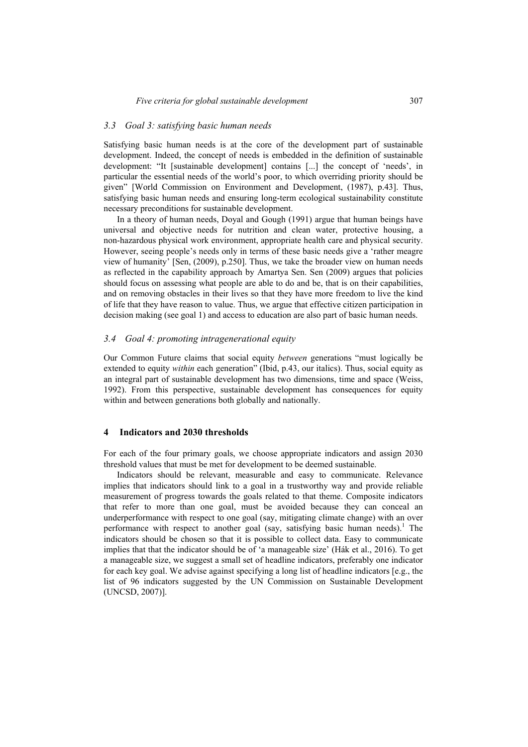### *3.3 Goal 3: satisfying basic human needs*

Satisfying basic human needs is at the core of the development part of sustainable development. Indeed, the concept of needs is embedded in the definition of sustainable development: "It [sustainable development] contains [...] the concept of 'needs', in particular the essential needs of the world's poor, to which overriding priority should be given" [World Commission on Environment and Development, (1987), p.43]. Thus, satisfying basic human needs and ensuring long-term ecological sustainability constitute necessary preconditions for sustainable development.

In a theory of human needs, Doyal and Gough (1991) argue that human beings have universal and objective needs for nutrition and clean water, protective housing, a non-hazardous physical work environment, appropriate health care and physical security. However, seeing people's needs only in terms of these basic needs give a 'rather meagre view of humanity' [Sen, (2009), p.250]. Thus, we take the broader view on human needs as reflected in the capability approach by Amartya Sen. Sen (2009) argues that policies should focus on assessing what people are able to do and be, that is on their capabilities, and on removing obstacles in their lives so that they have more freedom to live the kind of life that they have reason to value. Thus, we argue that effective citizen participation in decision making (see goal 1) and access to education are also part of basic human needs.

### *3.4 Goal 4: promoting intragenerational equity*

Our Common Future claims that social equity *between* generations "must logically be extended to equity *within* each generation" (Ibid, p.43, our italics). Thus, social equity as an integral part of sustainable development has two dimensions, time and space (Weiss, 1992). From this perspective, sustainable development has consequences for equity within and between generations both globally and nationally.

## 4 Indicators and 2030 thresholds

For each of the four primary goals, we choose appropriate indicators and assign 2030 threshold values that must be met for development to be deemed sustainable.

Indicators should be relevant, measurable and easy to communicate. Relevance implies that indicators should link to a goal in a trustworthy way and provide reliable measurement of progress towards the goals related to that theme. Composite indicators that refer to more than one goal, must be avoided because they can conceal an underperformance with respect to one goal (say, mitigating climate change) with an over performance with respect to another goal (say, satisfying basic human needs).[1] The indicators should be chosen so that it is possible to collect data. Easy to communicate implies that that the indicator should be of 'a manageable size' (Hák et al., 2016). To get a manageable size, we suggest a small set of headline indicators, preferably one indicator for each key goal. We advise against specifying a long list of headline indicators [e.g., the list of 96 indicators suggested by the UN Commission on Sustainable Development (UNCSD, 2007)].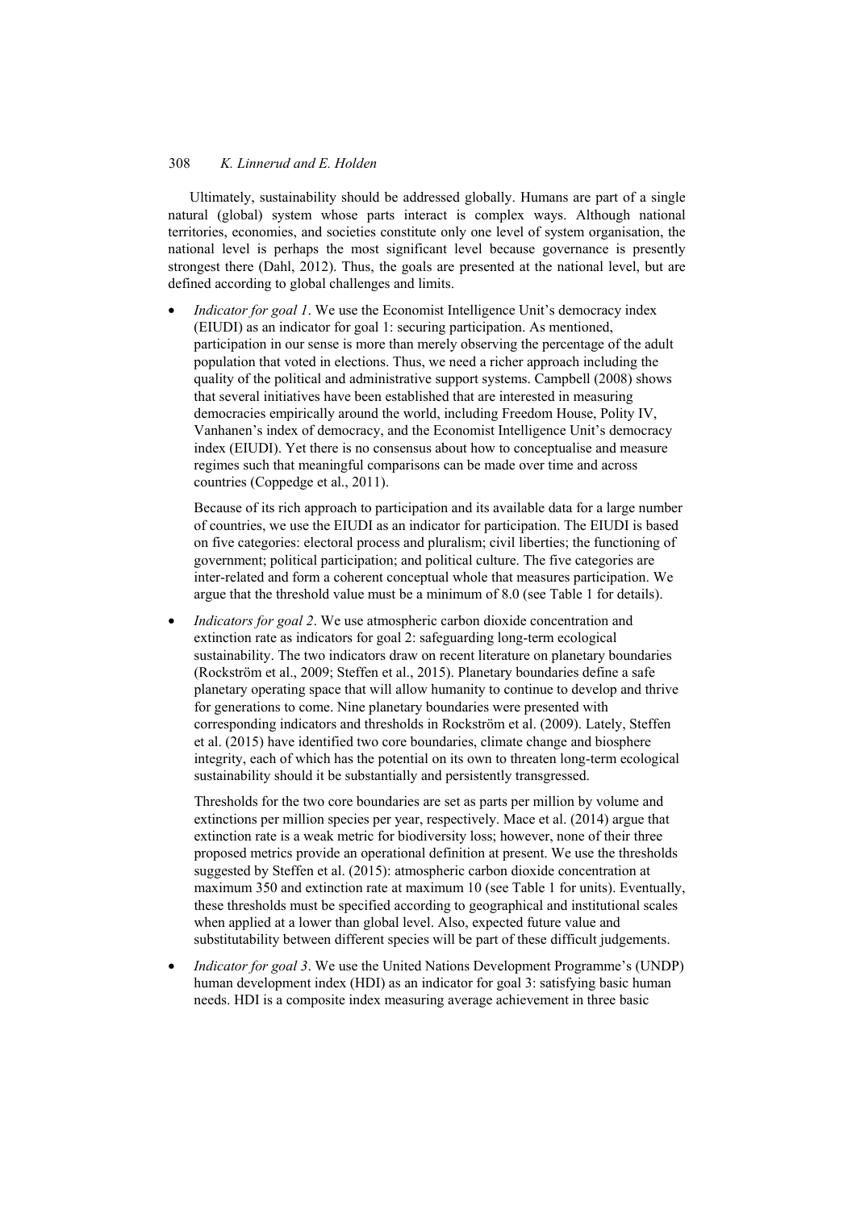Ultimately, sustainability should be addressed globally. Humans are part of a single natural (global) system whose parts interact is complex ways. Although national territories, economies, and societies constitute only one level of system organisation, the national level is perhaps the most significant level because governance is presently strongest there (Dahl, 2012). Thus, the goals are presented at the national level, but are defined according to global challenges and limits.

- *Indicator for goal 1*. We use the Economist Intelligence Unit's democracy index (EIUDI) as an indicator for goal 1: securing participation. As mentioned, participation in our sense is more than merely observing the percentage of the adult population that voted in elections. Thus, we need a richer approach including the quality of the political and administrative support systems. Campbell (2008) shows that several initiatives have been established that are interested in measuring democracies empirically around the world, including Freedom House, Polity IV, Vanhanen's index of democracy, and the Economist Intelligence Unit's democracy index (EIUDI). Yet there is no consensus about how to conceptualise and measure regimes such that meaningful comparisons can be made over time and across countries (Coppedge et al., 2011).

  Because of its rich approach to participation and its available data for a large number of countries, we use the EIUDI as an indicator for participation. The EIUDI is based on five categories: electoral process and pluralism; civil liberties; the functioning of government; political participation; and political culture. The five categories are inter-related and form a coherent conceptual whole that measures participation. We argue that the threshold value must be a minimum of 8.0 (see Table 1 for details).

- *Indicators for goal 2*. We use atmospheric carbon dioxide concentration and extinction rate as indicators for goal 2: safeguarding long-term ecological sustainability. The two indicators draw on recent literature on planetary boundaries (Rockström et al., 2009; Steffen et al., 2015). Planetary boundaries define a safe planetary operating space that will allow humanity to continue to develop and thrive for generations to come. Nine planetary boundaries were presented with corresponding indicators and thresholds in Rockström et al. (2009). Lately, Steffen et al. (2015) have identified two core boundaries, climate change and biosphere integrity, each of which has the potential on its own to threaten long-term ecological sustainability should it be substantially and persistently transgressed.

  Thresholds for the two core boundaries are set as parts per million by volume and extinctions per million species per year, respectively. Mace et al. (2014) argue that extinction rate is a weak metric for biodiversity loss; however, none of their three proposed metrics provide an operational definition at present. We use the thresholds suggested by Steffen et al. (2015): atmospheric carbon dioxide concentration at maximum 350 and extinction rate at maximum 10 (see Table 1 for units). Eventually, these thresholds must be specified according to geographical and institutional scales when applied at a lower than global level. Also, expected future value and substitutability between different species will be part of these difficult judgements.

- *Indicator for goal 3*. We use the United Nations Development Programme's (UNDP) human development index (HDI) as an indicator for goal 3: satisfying basic human needs. HDI is a composite index measuring average achievement in three basic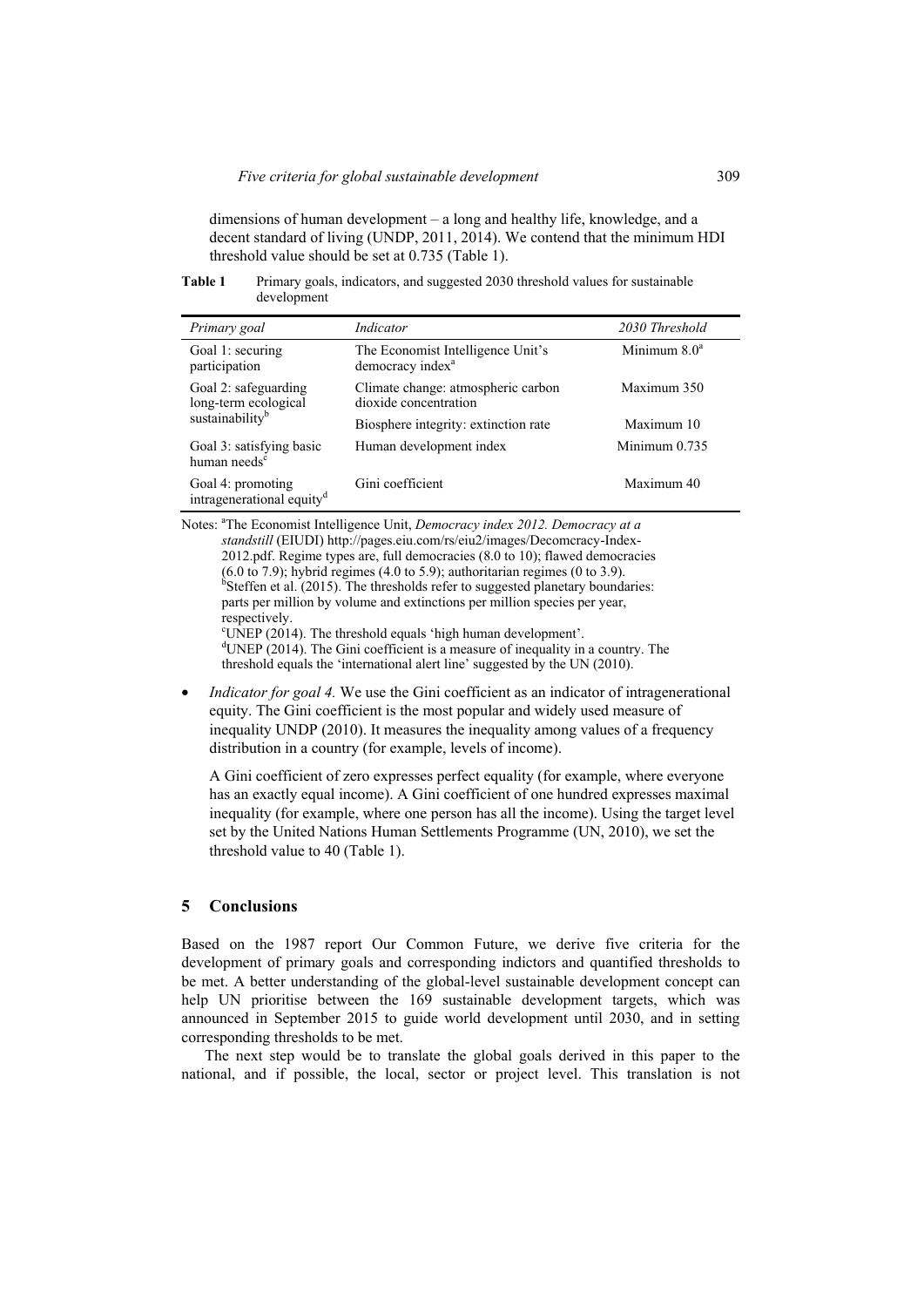dimensions of human development – a long and healthy life, knowledge, and a decent standard of living (UNDP, 2011, 2014). We contend that the minimum HDI threshold value should be set at 0.735 (Table 1).

**Table 1** Primary goals, indicators, and suggested 2030 threshold values for sustainable development

| *Primary goal* | *Indicator* | *2030 Threshold* |
|---|---|---|
| Goal 1: securing participation | The Economist Intelligence Unit's democracy index[a] | Minimum 8.0[a] |
| Goal 2: safeguarding long-term ecological sustainability[b] | Climate change: atmospheric carbon dioxide concentration | Maximum 350 |
| | Biosphere integrity: extinction rate | Maximum 10 |
| Goal 3: satisfying basic human needs[c] | Human development index | Minimum 0.735 |
| Goal 4: promoting intragenerational equity[d] | Gini coefficient | Maximum 40 |

Notes: [a]The Economist Intelligence Unit, *Democracy index 2012. Democracy at a standstill* (EIUDI) http://pages.eiu.com/rs/eiu2/images/Decomcracy-Index-2012.pdf. Regime types are, full democracies (8.0 to 10); flawed democracies (6.0 to 7.9); hybrid regimes (4.0 to 5.9); authoritarian regimes (0 to 3.9).
[b]Steffen et al. (2015). The thresholds refer to suggested planetary boundaries: parts per million by volume and extinctions per million species per year, respectively.
[c]UNEP (2014). The threshold equals 'high human development'.
[d]UNEP (2014). The Gini coefficient is a measure of inequality in a country. The threshold equals the 'international alert line' suggested by the UN (2010).

- *Indicator for goal 4.* We use the Gini coefficient as an indicator of intragenerational equity. The Gini coefficient is the most popular and widely used measure of inequality UNDP (2010). It measures the inequality among values of a frequency distribution in a country (for example, levels of income).

  A Gini coefficient of zero expresses perfect equality (for example, where everyone has an exactly equal income). A Gini coefficient of one hundred expresses maximal inequality (for example, where one person has all the income). Using the target level set by the United Nations Human Settlements Programme (UN, 2010), we set the threshold value to 40 (Table 1).

## 5 Conclusions

Based on the 1987 report Our Common Future, we derive five criteria for the development of primary goals and corresponding indictors and quantified thresholds to be met. A better understanding of the global-level sustainable development concept can help UN prioritise between the 169 sustainable development targets, which was announced in September 2015 to guide world development until 2030, and in setting corresponding thresholds to be met.

The next step would be to translate the global goals derived in this paper to the national, and if possible, the local, sector or project level. This translation is not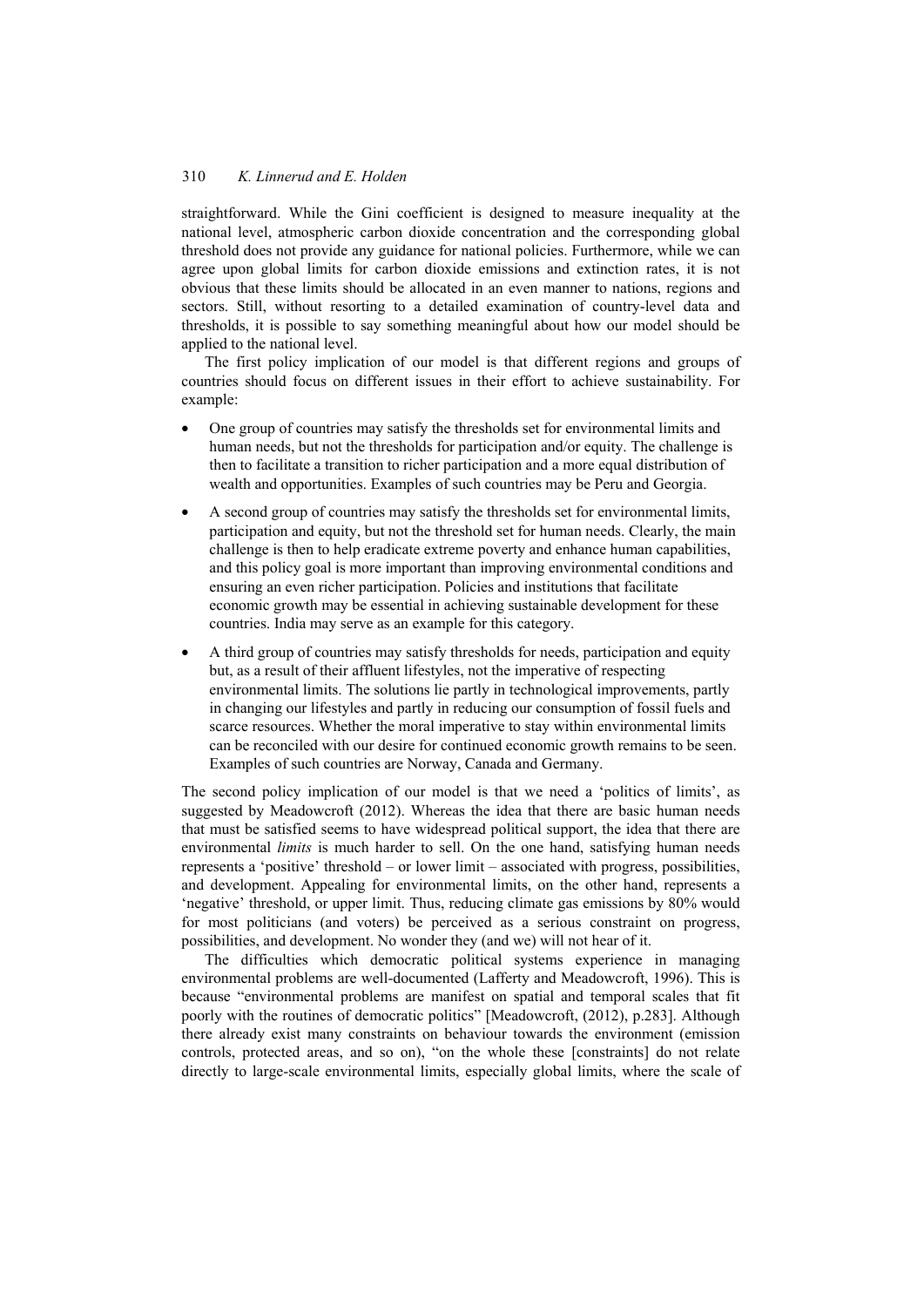straightforward. While the Gini coefficient is designed to measure inequality at the national level, atmospheric carbon dioxide concentration and the corresponding global threshold does not provide any guidance for national policies. Furthermore, while we can agree upon global limits for carbon dioxide emissions and extinction rates, it is not obvious that these limits should be allocated in an even manner to nations, regions and sectors. Still, without resorting to a detailed examination of country-level data and thresholds, it is possible to say something meaningful about how our model should be applied to the national level.

The first policy implication of our model is that different regions and groups of countries should focus on different issues in their effort to achieve sustainability. For example:

- One group of countries may satisfy the thresholds set for environmental limits and human needs, but not the thresholds for participation and/or equity. The challenge is then to facilitate a transition to richer participation and a more equal distribution of wealth and opportunities. Examples of such countries may be Peru and Georgia.
- A second group of countries may satisfy the thresholds set for environmental limits, participation and equity, but not the threshold set for human needs. Clearly, the main challenge is then to help eradicate extreme poverty and enhance human capabilities, and this policy goal is more important than improving environmental conditions and ensuring an even richer participation. Policies and institutions that facilitate economic growth may be essential in achieving sustainable development for these countries. India may serve as an example for this category.
- A third group of countries may satisfy thresholds for needs, participation and equity but, as a result of their affluent lifestyles, not the imperative of respecting environmental limits. The solutions lie partly in technological improvements, partly in changing our lifestyles and partly in reducing our consumption of fossil fuels and scarce resources. Whether the moral imperative to stay within environmental limits can be reconciled with our desire for continued economic growth remains to be seen. Examples of such countries are Norway, Canada and Germany.

The second policy implication of our model is that we need a 'politics of limits', as suggested by Meadowcroft (2012). Whereas the idea that there are basic human needs that must be satisfied seems to have widespread political support, the idea that there are environmental *limits* is much harder to sell. On the one hand, satisfying human needs represents a 'positive' threshold – or lower limit – associated with progress, possibilities, and development. Appealing for environmental limits, on the other hand, represents a 'negative' threshold, or upper limit. Thus, reducing climate gas emissions by 80% would for most politicians (and voters) be perceived as a serious constraint on progress, possibilities, and development. No wonder they (and we) will not hear of it.

The difficulties which democratic political systems experience in managing environmental problems are well-documented (Lafferty and Meadowcroft, 1996). This is because "environmental problems are manifest on spatial and temporal scales that fit poorly with the routines of democratic politics" [Meadowcroft, (2012), p.283]. Although there already exist many constraints on behaviour towards the environment (emission controls, protected areas, and so on), "on the whole these [constraints] do not relate directly to large-scale environmental limits, especially global limits, where the scale of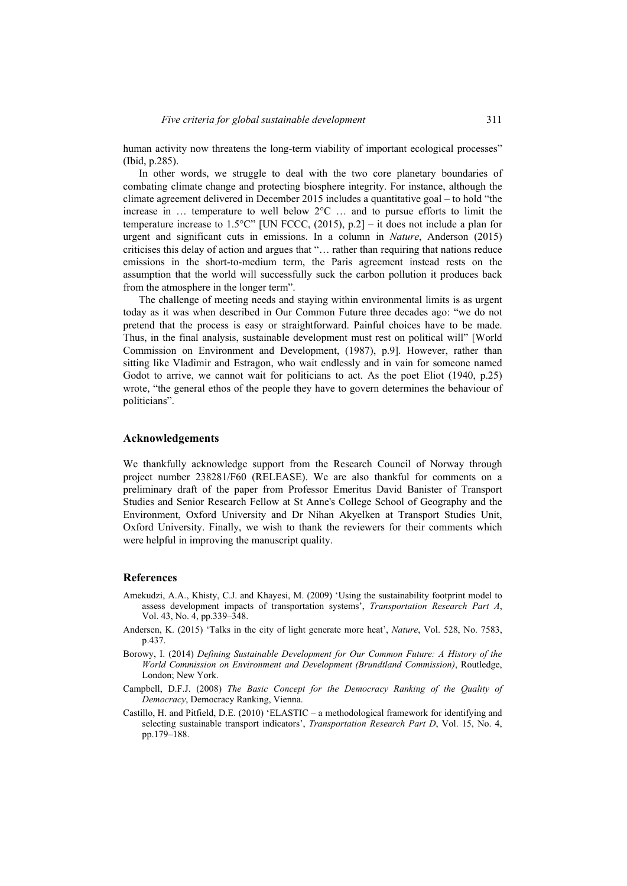human activity now threatens the long-term viability of important ecological processes" (Ibid, p.285).

In other words, we struggle to deal with the two core planetary boundaries of combating climate change and protecting biosphere integrity. For instance, although the climate agreement delivered in December 2015 includes a quantitative goal – to hold "the increase in … temperature to well below 2°C … and to pursue efforts to limit the temperature increase to 1.5°C" [UN FCCC, (2015), p.2] – it does not include a plan for urgent and significant cuts in emissions. In a column in *Nature*, Anderson (2015) criticises this delay of action and argues that "… rather than requiring that nations reduce emissions in the short-to-medium term, the Paris agreement instead rests on the assumption that the world will successfully suck the carbon pollution it produces back from the atmosphere in the longer term".

The challenge of meeting needs and staying within environmental limits is as urgent today as it was when described in Our Common Future three decades ago: "we do not pretend that the process is easy or straightforward. Painful choices have to be made. Thus, in the final analysis, sustainable development must rest on political will" [World Commission on Environment and Development, (1987), p.9]. However, rather than sitting like Vladimir and Estragon, who wait endlessly and in vain for someone named Godot to arrive, we cannot wait for politicians to act. As the poet Eliot (1940, p.25) wrote, "the general ethos of the people they have to govern determines the behaviour of politicians".

## Acknowledgements

We thankfully acknowledge support from the Research Council of Norway through project number 238281/F60 (RELEASE). We are also thankful for comments on a preliminary draft of the paper from Professor Emeritus David Banister of Transport Studies and Senior Research Fellow at St Anne's College School of Geography and the Environment, Oxford University and Dr Nihan Akyelken at Transport Studies Unit, Oxford University. Finally, we wish to thank the reviewers for their comments which were helpful in improving the manuscript quality.

## References

Amekudzi, A.A., Khisty, C.J. and Khayesi, M. (2009) 'Using the sustainability footprint model to assess development impacts of transportation systems', *Transportation Research Part A*, Vol. 43, No. 4, pp.339–348.

Andersen, K. (2015) 'Talks in the city of light generate more heat', *Nature*, Vol. 528, No. 7583, p.437.

Borowy, I. (2014) *Defining Sustainable Development for Our Common Future: A History of the World Commission on Environment and Development (Brundtland Commission)*, Routledge, London; New York.

Campbell, D.F.J. (2008) *The Basic Concept for the Democracy Ranking of the Quality of Democracy*, Democracy Ranking, Vienna.

Castillo, H. and Pitfield, D.E. (2010) 'ELASTIC – a methodological framework for identifying and selecting sustainable transport indicators', *Transportation Research Part D*, Vol. 15, No. 4, pp.179–188.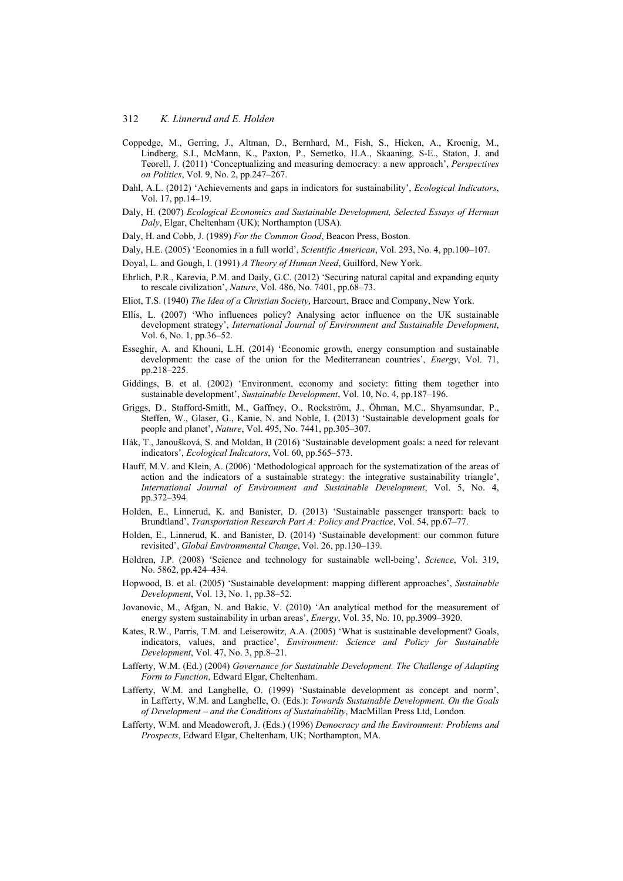Coppedge, M., Gerring, J., Altman, D., Bernhard, M., Fish, S., Hicken, A., Kroenig, M., Lindberg, S.I., McMann, K., Paxton, P., Semetko, H.A., Skaaning, S-E., Staton, J. and Teorell, J. (2011) 'Conceptualizing and measuring democracy: a new approach', *Perspectives on Politics*, Vol. 9, No. 2, pp.247–267.

Dahl, A.L. (2012) 'Achievements and gaps in indicators for sustainability', *Ecological Indicators*, Vol. 17, pp.14–19.

Daly, H. (2007) *Ecological Economics and Sustainable Development, Selected Essays of Herman Daly*, Elgar, Cheltenham (UK); Northampton (USA).

Daly, H. and Cobb, J. (1989) *For the Common Good*, Beacon Press, Boston.

Daly, H.E. (2005) 'Economies in a full world', *Scientific American*, Vol. 293, No. 4, pp.100–107.

Doyal, L. and Gough, I. (1991) *A Theory of Human Need*, Guilford, New York.

Ehrlich, P.R., Karevia, P.M. and Daily, G.C. (2012) 'Securing natural capital and expanding equity to rescale civilization', *Nature*, Vol. 486, No. 7401, pp.68–73.

Eliot, T.S. (1940) *The Idea of a Christian Society*, Harcourt, Brace and Company, New York.

Ellis, L. (2007) 'Who influences policy? Analysing actor influence on the UK sustainable development strategy', *International Journal of Environment and Sustainable Development*, Vol. 6, No. 1, pp.36–52.

Esseghir, A. and Khouni, L.H. (2014) 'Economic growth, energy consumption and sustainable development: the case of the union for the Mediterranean countries', *Energy*, Vol. 71, pp.218–225.

Giddings, B. et al. (2002) 'Environment, economy and society: fitting them together into sustainable development', *Sustainable Development*, Vol. 10, No. 4, pp.187–196.

Griggs, D., Stafford-Smith, M., Gaffney, O., Rockström, J., Öhman, M.C., Shyamsundar, P., Steffen, W., Glaser, G., Kanie, N. and Noble, I. (2013) 'Sustainable development goals for people and planet', *Nature*, Vol. 495, No. 7441, pp.305–307.

Hák, T., Janoušková, S. and Moldan, B (2016) 'Sustainable development goals: a need for relevant indicators', *Ecological Indicators*, Vol. 60, pp.565–573.

Hauff, M.V. and Klein, A. (2006) 'Methodological approach for the systematization of the areas of action and the indicators of a sustainable strategy: the integrative sustainability triangle', *International Journal of Environment and Sustainable Development*, Vol. 5, No. 4, pp.372–394.

Holden, E., Linnerud, K. and Banister, D. (2013) 'Sustainable passenger transport: back to Brundtland', *Transportation Research Part A: Policy and Practice*, Vol. 54, pp.67–77.

Holden, E., Linnerud, K. and Banister, D. (2014) 'Sustainable development: our common future revisited', *Global Environmental Change*, Vol. 26, pp.130–139.

Holdren, J.P. (2008) 'Science and technology for sustainable well-being', *Science*, Vol. 319, No. 5862, pp.424–434.

Hopwood, B. et al. (2005) 'Sustainable development: mapping different approaches', *Sustainable Development*, Vol. 13, No. 1, pp.38–52.

Jovanovic, M., Afgan, N. and Bakic, V. (2010) 'An analytical method for the measurement of energy system sustainability in urban areas', *Energy*, Vol. 35, No. 10, pp.3909–3920.

Kates, R.W., Parris, T.M. and Leiserowitz, A.A. (2005) 'What is sustainable development? Goals, indicators, values, and practice', *Environment: Science and Policy for Sustainable Development*, Vol. 47, No. 3, pp.8–21.

Lafferty, W.M. (Ed.) (2004) *Governance for Sustainable Development. The Challenge of Adapting Form to Function*, Edward Elgar, Cheltenham.

Lafferty, W.M. and Langhelle, O. (1999) 'Sustainable development as concept and norm', in Lafferty, W.M. and Langhelle, O. (Eds.): *Towards Sustainable Development. On the Goals of Development – and the Conditions of Sustainability*, MacMillan Press Ltd, London.

Lafferty, W.M. and Meadowcroft, J. (Eds.) (1996) *Democracy and the Environment: Problems and Prospects*, Edward Elgar, Cheltenham, UK; Northampton, MA.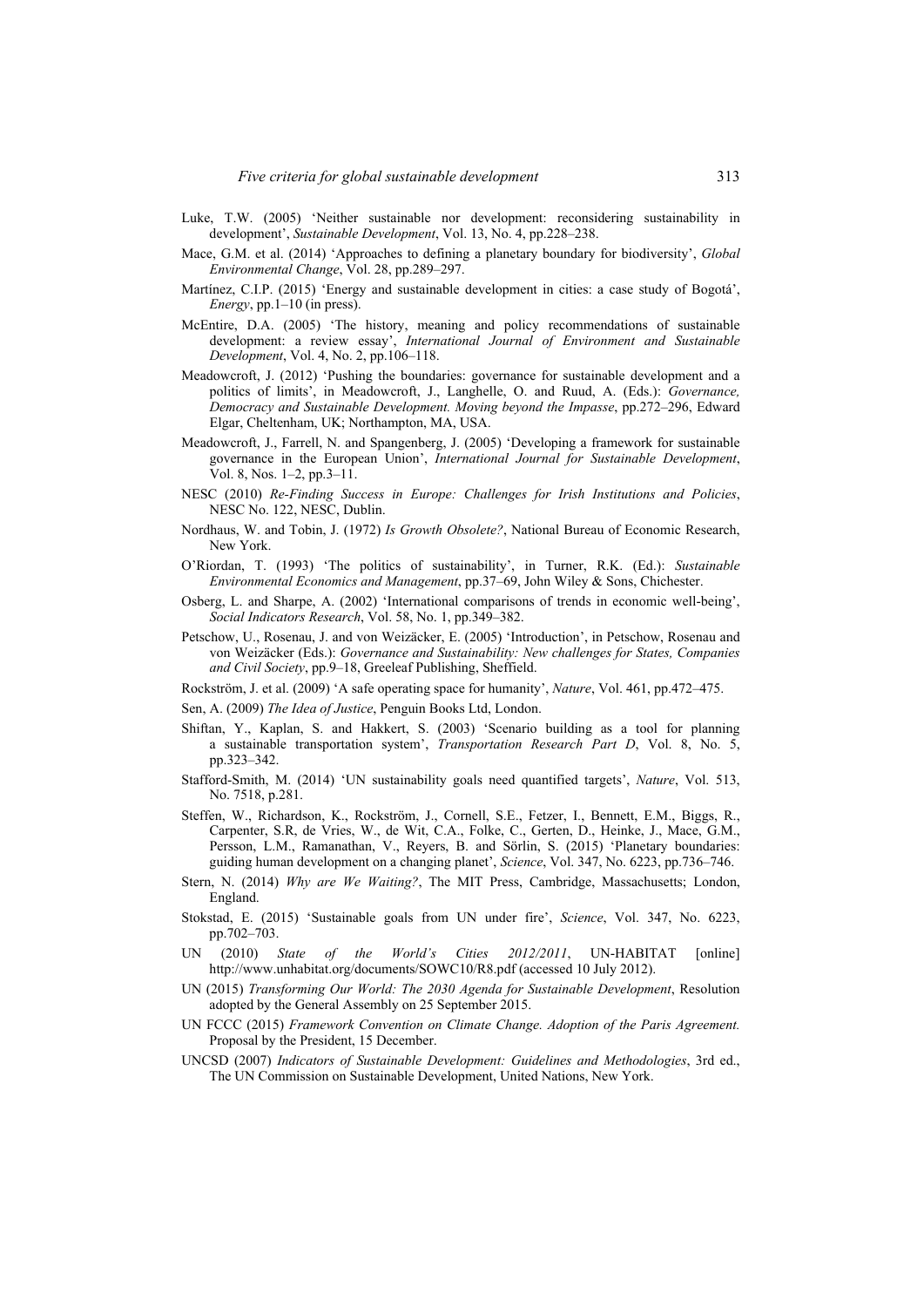Luke, T.W. (2005) 'Neither sustainable nor development: reconsidering sustainability in development', *Sustainable Development*, Vol. 13, No. 4, pp.228–238.

Mace, G.M. et al. (2014) 'Approaches to defining a planetary boundary for biodiversity', *Global Environmental Change*, Vol. 28, pp.289–297.

Martínez, C.I.P. (2015) 'Energy and sustainable development in cities: a case study of Bogotá', *Energy*, pp.1–10 (in press).

McEntire, D.A. (2005) 'The history, meaning and policy recommendations of sustainable development: a review essay', *International Journal of Environment and Sustainable Development*, Vol. 4, No. 2, pp.106–118.

Meadowcroft, J. (2012) 'Pushing the boundaries: governance for sustainable development and a politics of limits', in Meadowcroft, J., Langhelle, O. and Ruud, A. (Eds.): *Governance, Democracy and Sustainable Development. Moving beyond the Impasse*, pp.272–296, Edward Elgar, Cheltenham, UK; Northampton, MA, USA.

Meadowcroft, J., Farrell, N. and Spangenberg, J. (2005) 'Developing a framework for sustainable governance in the European Union', *International Journal for Sustainable Development*, Vol. 8, Nos. 1–2, pp.3–11.

NESC (2010) *Re-Finding Success in Europe: Challenges for Irish Institutions and Policies*, NESC No. 122, NESC, Dublin.

Nordhaus, W. and Tobin, J. (1972) *Is Growth Obsolete?*, National Bureau of Economic Research, New York.

O'Riordan, T. (1993) 'The politics of sustainability', in Turner, R.K. (Ed.): *Sustainable Environmental Economics and Management*, pp.37–69, John Wiley & Sons, Chichester.

Osberg, L. and Sharpe, A. (2002) 'International comparisons of trends in economic well-being', *Social Indicators Research*, Vol. 58, No. 1, pp.349–382.

Petschow, U., Rosenau, J. and von Weizäcker, E. (2005) 'Introduction', in Petschow, Rosenau and von Weizäcker (Eds.): *Governance and Sustainability: New challenges for States, Companies and Civil Society*, pp.9–18, Greeleaf Publishing, Sheffield.

Rockström, J. et al. (2009) 'A safe operating space for humanity', *Nature*, Vol. 461, pp.472–475.

Sen, A. (2009) *The Idea of Justice*, Penguin Books Ltd, London.

Shiftan, Y., Kaplan, S. and Hakkert, S. (2003) 'Scenario building as a tool for planning a sustainable transportation system', *Transportation Research Part D*, Vol. 8, No. 5, pp.323–342.

Stafford-Smith, M. (2014) 'UN sustainability goals need quantified targets', *Nature*, Vol. 513, No. 7518, p.281.

Steffen, W., Richardson, K., Rockström, J., Cornell, S.E., Fetzer, I., Bennett, E.M., Biggs, R., Carpenter, S.R, de Vries, W., de Wit, C.A., Folke, C., Gerten, D., Heinke, J., Mace, G.M., Persson, L.M., Ramanathan, V., Reyers, B. and Sörlin, S. (2015) 'Planetary boundaries: guiding human development on a changing planet', *Science*, Vol. 347, No. 6223, pp.736–746.

Stern, N. (2014) *Why are We Waiting?*, The MIT Press, Cambridge, Massachusetts; London, England.

Stokstad, E. (2015) 'Sustainable goals from UN under fire', *Science*, Vol. 347, No. 6223, pp.702–703.

UN (2010) *State of the World's Cities 2012/2011*, UN-HABITAT [online] http://www.unhabitat.org/documents/SOWC10/R8.pdf (accessed 10 July 2012).

UN (2015) *Transforming Our World: The 2030 Agenda for Sustainable Development*, Resolution adopted by the General Assembly on 25 September 2015.

UN FCCC (2015) *Framework Convention on Climate Change. Adoption of the Paris Agreement.* Proposal by the President, 15 December.

UNCSD (2007) *Indicators of Sustainable Development: Guidelines and Methodologies*, 3rd ed., The UN Commission on Sustainable Development, United Nations, New York.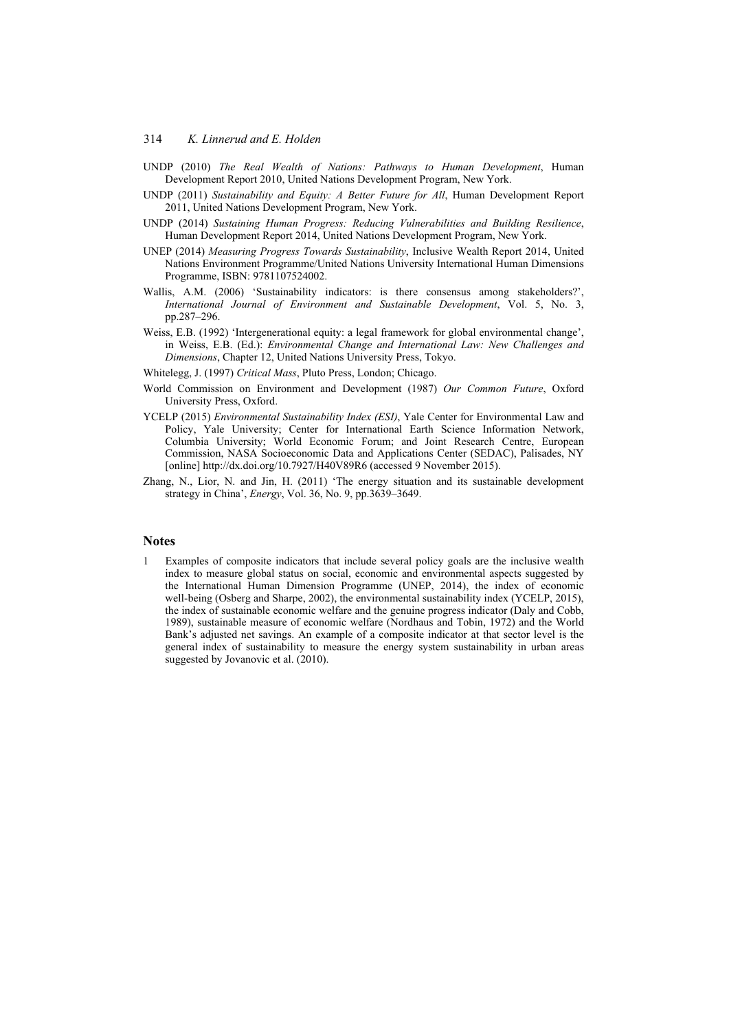UNDP (2010) *The Real Wealth of Nations: Pathways to Human Development*, Human Development Report 2010, United Nations Development Program, New York.

UNDP (2011) *Sustainability and Equity: A Better Future for All*, Human Development Report 2011, United Nations Development Program, New York.

UNDP (2014) *Sustaining Human Progress: Reducing Vulnerabilities and Building Resilience*, Human Development Report 2014, United Nations Development Program, New York.

UNEP (2014) *Measuring Progress Towards Sustainability*, Inclusive Wealth Report 2014, United Nations Environment Programme/United Nations University International Human Dimensions Programme, ISBN: 9781107524002.

Wallis, A.M. (2006) 'Sustainability indicators: is there consensus among stakeholders?', *International Journal of Environment and Sustainable Development*, Vol. 5, No. 3, pp.287–296.

Weiss, E.B. (1992) 'Intergenerational equity: a legal framework for global environmental change', in Weiss, E.B. (Ed.): *Environmental Change and International Law: New Challenges and Dimensions*, Chapter 12, United Nations University Press, Tokyo.

Whitelegg, J. (1997) *Critical Mass*, Pluto Press, London; Chicago.

World Commission on Environment and Development (1987) *Our Common Future*, Oxford University Press, Oxford.

YCELP (2015) *Environmental Sustainability Index (ESI)*, Yale Center for Environmental Law and Policy, Yale University; Center for International Earth Science Information Network, Columbia University; World Economic Forum; and Joint Research Centre, European Commission, NASA Socioeconomic Data and Applications Center (SEDAC), Palisades, NY [online] http://dx.doi.org/10.7927/H40V89R6 (accessed 9 November 2015).

Zhang, N., Lior, N. and Jin, H. (2011) 'The energy situation and its sustainable development strategy in China', *Energy*, Vol. 36, No. 9, pp.3639–3649.

## Notes

1 Examples of composite indicators that include several policy goals are the inclusive wealth index to measure global status on social, economic and environmental aspects suggested by the International Human Dimension Programme (UNEP, 2014), the index of economic well-being (Osberg and Sharpe, 2002), the environmental sustainability index (YCELP, 2015), the index of sustainable economic welfare and the genuine progress indicator (Daly and Cobb, 1989), sustainable measure of economic welfare (Nordhaus and Tobin, 1972) and the World Bank's adjusted net savings. An example of a composite indicator at that sector level is the general index of sustainability to measure the energy system sustainability in urban areas suggested by Jovanovic et al. (2010).